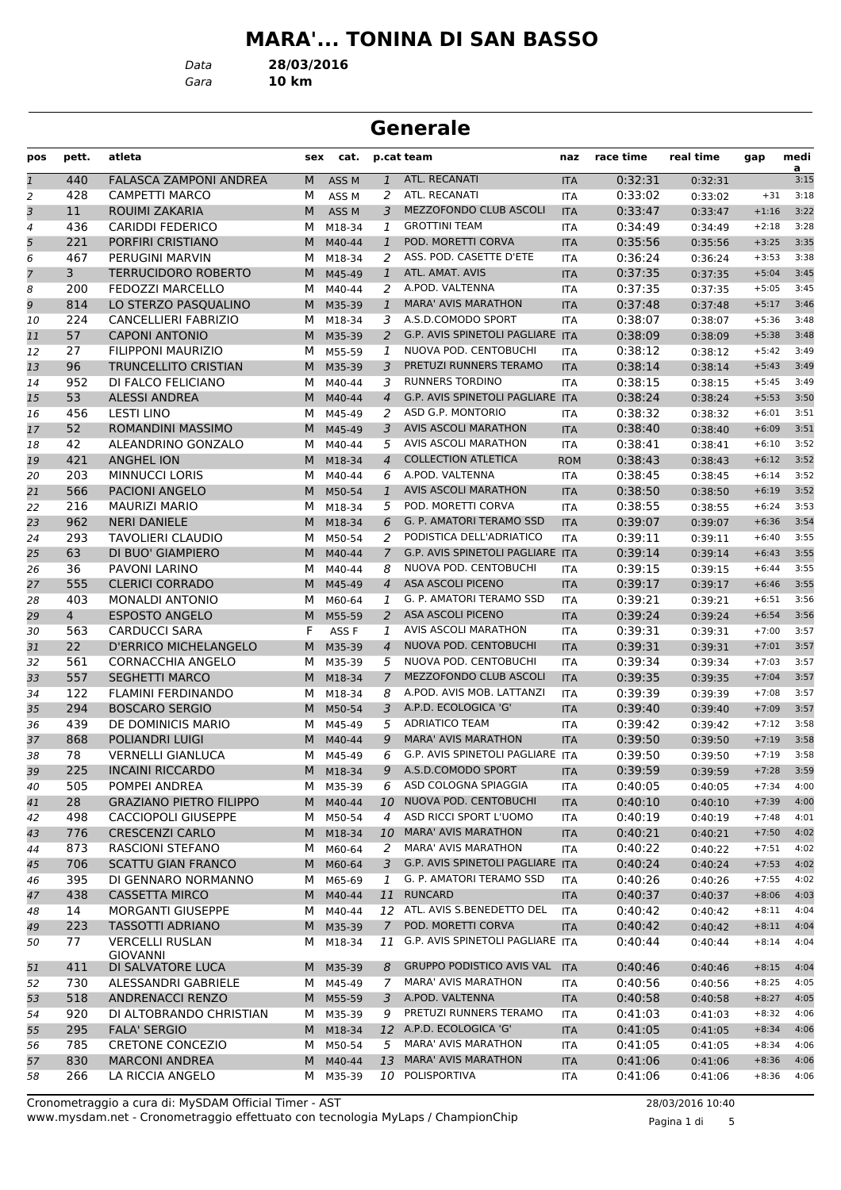# MARA'... TONINA DI SAN BASSO

Data **28/03/2016**
Gara **10 km**

## Generale

| pos | pett. | atleta | sex | cat. | p.cat | team | naz | race time | real time | gap | media |
|---|---|---|---|---|---|---|---|---|---|---|---|
| 1 | 440 | FALASCA ZAMPONI ANDREA | M | ASS M | 1 | ATL. RECANATI | ITA | 0:32:31 | 0:32:31 | | 3:15 |
| 2 | 428 | CAMPETTI MARCO | M | ASS M | 2 | ATL. RECANATI | ITA | 0:33:02 | 0:33:02 | +31 | 3:18 |
| 3 | 11 | ROUIMI ZAKARIA | M | ASS M | 3 | MEZZOFONDO CLUB ASCOLI | ITA | 0:33:47 | 0:33:47 | +1:16 | 3:22 |
| 4 | 436 | CARIDDI FEDERICO | M | M18-34 | 1 | GROTTINI TEAM | ITA | 0:34:49 | 0:34:49 | +2:18 | 3:28 |
| 5 | 221 | PORFIRI CRISTIANO | M | M40-44 | 1 | POD. MORETTI CORVA | ITA | 0:35:56 | 0:35:56 | +3:25 | 3:35 |
| 6 | 467 | PERUGINI MARVIN | M | M18-34 | 2 | ASS. POD. CASETTE D'ETE | ITA | 0:36:24 | 0:36:24 | +3:53 | 3:38 |
| 7 | 3 | TERRUCIDORO ROBERTO | M | M45-49 | 1 | ATL. AMAT. AVIS | ITA | 0:37:35 | 0:37:35 | +5:04 | 3:45 |
| 8 | 200 | FEDOZZI MARCELLO | M | M40-44 | 2 | A.POD. VALTENNA | ITA | 0:37:35 | 0:37:35 | +5:05 | 3:45 |
| 9 | 814 | LO STERZO PASQUALINO | M | M35-39 | 1 | MARA' AVIS MARATHON | ITA | 0:37:48 | 0:37:48 | +5:17 | 3:46 |
| 10 | 224 | CANCELLIERI FABRIZIO | M | M18-34 | 3 | A.S.D.COMODO SPORT | ITA | 0:38:07 | 0:38:07 | +5:36 | 3:48 |
| 11 | 57 | CAPONI ANTONIO | M | M35-39 | 2 | G.P. AVIS SPINETOLI PAGLIARE | ITA | 0:38:09 | 0:38:09 | +5:38 | 3:48 |
| 12 | 27 | FILIPPONI MAURIZIO | M | M55-59 | 1 | NUOVA POD. CENTOBUCHI | ITA | 0:38:12 | 0:38:12 | +5:42 | 3:49 |
| 13 | 96 | TRUNCELLITO CRISTIAN | M | M35-39 | 3 | PRETUZI RUNNERS TERAMO | ITA | 0:38:14 | 0:38:14 | +5:43 | 3:49 |
| 14 | 952 | DI FALCO FELICIANO | M | M40-44 | 3 | RUNNERS TORDINO | ITA | 0:38:15 | 0:38:15 | +5:45 | 3:49 |
| 15 | 53 | ALESSI ANDREA | M | M40-44 | 4 | G.P. AVIS SPINETOLI PAGLIARE | ITA | 0:38:24 | 0:38:24 | +5:53 | 3:50 |
| 16 | 456 | LESTI LINO | M | M45-49 | 2 | ASD G.P. MONTORIO | ITA | 0:38:32 | 0:38:32 | +6:01 | 3:51 |
| 17 | 52 | ROMANDINI MASSIMO | M | M45-49 | 3 | AVIS ASCOLI MARATHON | ITA | 0:38:40 | 0:38:40 | +6:09 | 3:51 |
| 18 | 42 | ALEANDRINO GONZALO | M | M40-44 | 5 | AVIS ASCOLI MARATHON | ITA | 0:38:41 | 0:38:41 | +6:10 | 3:52 |
| 19 | 421 | ANGHEL ION | M | M18-34 | 4 | COLLECTION ATLETICA | ROM | 0:38:43 | 0:38:43 | +6:12 | 3:52 |
| 20 | 203 | MINNUCCI LORIS | M | M40-44 | 6 | A.POD. VALTENNA | ITA | 0:38:45 | 0:38:45 | +6:14 | 3:52 |
| 21 | 566 | PACIONI ANGELO | M | M50-54 | 1 | AVIS ASCOLI MARATHON | ITA | 0:38:50 | 0:38:50 | +6:19 | 3:52 |
| 22 | 216 | MAURIZI MARIO | M | M18-34 | 5 | POD. MORETTI CORVA | ITA | 0:38:55 | 0:38:55 | +6:24 | 3:53 |
| 23 | 962 | NERI DANIELE | M | M18-34 | 6 | G. P. AMATORI TERAMO SSD | ITA | 0:39:07 | 0:39:07 | +6:36 | 3:54 |
| 24 | 293 | TAVOLIERI CLAUDIO | M | M50-54 | 2 | PODISTICA DELL'ADRIATICO | ITA | 0:39:11 | 0:39:11 | +6:40 | 3:55 |
| 25 | 63 | DI BUO' GIAMPIERO | M | M40-44 | 7 | G.P. AVIS SPINETOLI PAGLIARE | ITA | 0:39:14 | 0:39:14 | +6:43 | 3:55 |
| 26 | 36 | PAVONI LARINO | M | M40-44 | 8 | NUOVA POD. CENTOBUCHI | ITA | 0:39:15 | 0:39:15 | +6:44 | 3:55 |
| 27 | 555 | CLERICI CORRADO | M | M45-49 | 4 | ASA ASCOLI PICENO | ITA | 0:39:17 | 0:39:17 | +6:46 | 3:55 |
| 28 | 403 | MONALDI ANTONIO | M | M60-64 | 1 | G. P. AMATORI TERAMO SSD | ITA | 0:39:21 | 0:39:21 | +6:51 | 3:56 |
| 29 | 4 | ESPOSTO ANGELO | M | M55-59 | 2 | ASA ASCOLI PICENO | ITA | 0:39:24 | 0:39:24 | +6:54 | 3:56 |
| 30 | 563 | CARDUCCI SARA | F | ASS F | 1 | AVIS ASCOLI MARATHON | ITA | 0:39:31 | 0:39:31 | +7:00 | 3:57 |
| 31 | 22 | D'ERRICO MICHELANGELO | M | M35-39 | 4 | NUOVA POD. CENTOBUCHI | ITA | 0:39:31 | 0:39:31 | +7:01 | 3:57 |
| 32 | 561 | CORNACCHIA ANGELO | M | M35-39 | 5 | NUOVA POD. CENTOBUCHI | ITA | 0:39:34 | 0:39:34 | +7:03 | 3:57 |
| 33 | 557 | SEGHETTI MARCO | M | M18-34 | 7 | MEZZOFONDO CLUB ASCOLI | ITA | 0:39:35 | 0:39:35 | +7:04 | 3:57 |
| 34 | 122 | FLAMINI FERDINANDO | M | M18-34 | 8 | A.POD. AVIS MOB. LATTANZI | ITA | 0:39:39 | 0:39:39 | +7:08 | 3:57 |
| 35 | 294 | BOSCARO SERGIO | M | M50-54 | 3 | A.P.D. ECOLOGICA 'G' | ITA | 0:39:40 | 0:39:40 | +7:09 | 3:57 |
| 36 | 439 | DE DOMINICIS MARIO | M | M45-49 | 5 | ADRIATICO TEAM | ITA | 0:39:42 | 0:39:42 | +7:12 | 3:58 |
| 37 | 868 | POLIANDRI LUIGI | M | M40-44 | 9 | MARA' AVIS MARATHON | ITA | 0:39:50 | 0:39:50 | +7:19 | 3:58 |
| 38 | 78 | VERNELLI GIANLUCA | M | M45-49 | 6 | G.P. AVIS SPINETOLI PAGLIARE | ITA | 0:39:50 | 0:39:50 | +7:19 | 3:58 |
| 39 | 225 | INCAINI RICCARDO | M | M18-34 | 9 | A.S.D.COMODO SPORT | ITA | 0:39:59 | 0:39:59 | +7:28 | 3:59 |
| 40 | 505 | POMPEI ANDREA | M | M35-39 | 6 | ASD COLOGNA SPIAGGIA | ITA | 0:40:05 | 0:40:05 | +7:34 | 4:00 |
| 41 | 28 | GRAZIANO PIETRO FILIPPO | M | M40-44 | 10 | NUOVA POD. CENTOBUCHI | ITA | 0:40:10 | 0:40:10 | +7:39 | 4:00 |
| 42 | 498 | CACCIOPOLI GIUSEPPE | M | M50-54 | 4 | ASD RICCI SPORT L'UOMO | ITA | 0:40:19 | 0:40:19 | +7:48 | 4:01 |
| 43 | 776 | CRESCENZI CARLO | M | M18-34 | 10 | MARA' AVIS MARATHON | ITA | 0:40:21 | 0:40:21 | +7:50 | 4:02 |
| 44 | 873 | RASCIONI STEFANO | M | M60-64 | 2 | MARA' AVIS MARATHON | ITA | 0:40:22 | 0:40:22 | +7:51 | 4:02 |
| 45 | 706 | SCATTU GIAN FRANCO | M | M60-64 | 3 | G.P. AVIS SPINETOLI PAGLIARE | ITA | 0:40:24 | 0:40:24 | +7:53 | 4:02 |
| 46 | 395 | DI GENNARO NORMANNO | M | M65-69 | 1 | G. P. AMATORI TERAMO SSD | ITA | 0:40:26 | 0:40:26 | +7:55 | 4:02 |
| 47 | 438 | CASSETTA MIRCO | M | M40-44 | 11 | RUNCARD | ITA | 0:40:37 | 0:40:37 | +8:06 | 4:03 |
| 48 | 14 | MORGANTI GIUSEPPE | M | M40-44 | 12 | ATL. AVIS S.BENEDETTO DEL | ITA | 0:40:42 | 0:40:42 | +8:11 | 4:04 |
| 49 | 223 | TASSOTTI ADRIANO | M | M35-39 | 7 | POD. MORETTI CORVA | ITA | 0:40:42 | 0:40:42 | +8:11 | 4:04 |
| 50 | 77 | VERCELLI RUSLAN GIOVANNI | M | M18-34 | 11 | G.P. AVIS SPINETOLI PAGLIARE | ITA | 0:40:44 | 0:40:44 | +8:14 | 4:04 |
| 51 | 411 | DI SALVATORE LUCA | M | M35-39 | 8 | GRUPPO PODISTICO AVIS VAL | ITA | 0:40:46 | 0:40:46 | +8:15 | 4:04 |
| 52 | 730 | ALESSANDRI GABRIELE | M | M45-49 | 7 | MARA' AVIS MARATHON | ITA | 0:40:56 | 0:40:56 | +8:25 | 4:05 |
| 53 | 518 | ANDRENACCI RENZO | M | M55-59 | 3 | A.POD. VALTENNA | ITA | 0:40:58 | 0:40:58 | +8:27 | 4:05 |
| 54 | 920 | DI ALTOBRANDO CHRISTIAN | M | M35-39 | 9 | PRETUZI RUNNERS TERAMO | ITA | 0:41:03 | 0:41:03 | +8:32 | 4:06 |
| 55 | 295 | FALA' SERGIO | M | M18-34 | 12 | A.P.D. ECOLOGICA 'G' | ITA | 0:41:05 | 0:41:05 | +8:34 | 4:06 |
| 56 | 785 | CRETONE CONCEZIO | M | M50-54 | 5 | MARA' AVIS MARATHON | ITA | 0:41:05 | 0:41:05 | +8:34 | 4:06 |
| 57 | 830 | MARCONI ANDREA | M | M40-44 | 13 | MARA' AVIS MARATHON | ITA | 0:41:06 | 0:41:06 | +8:36 | 4:06 |
| 58 | 266 | LA RICCIA ANGELO | M | M35-39 | 10 | POLISPORTIVA | ITA | 0:41:06 | 0:41:06 | +8:36 | 4:06 |

Cronometraggio a cura di: MySDAM Official Timer - AST
www.mysdam.net - Cronometraggio effettuato con tecnologia MyLaps / ChampionChip

28/03/2016 10:40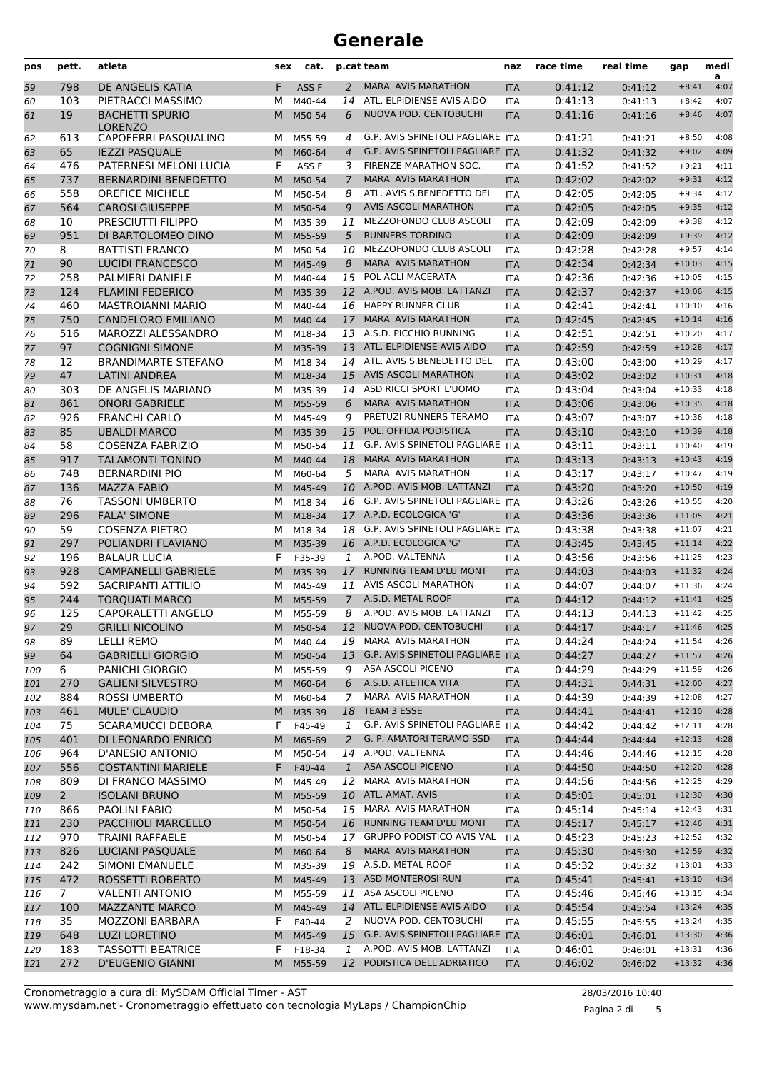# Generale

| pos | pett. | atleta | sex | cat. | p.cat | team | naz | race time | real time | gap | media |
|---|---|---|---|---|---|---|---|---|---|---|---|
| 59 | 798 | DE ANGELIS KATIA | F | ASS F | 2 | MARA' AVIS MARATHON | ITA | 0:41:12 | 0:41:12 | +8:41 | 4:07 |
| 60 | 103 | PIETRACCI MASSIMO | M | M40-44 | 14 | ATL. ELPIDIENSE AVIS AIDO | ITA | 0:41:13 | 0:41:13 | +8:42 | 4:07 |
| 61 | 19 | BACHETTI SPURIO LORENZO | M | M50-54 | 6 | NUOVA POD. CENTOBUCHI | ITA | 0:41:16 | 0:41:16 | +8:46 | 4:07 |
| 62 | 613 | CAPOFERRI PASQUALINO | M | M55-59 | 4 | G.P. AVIS SPINETOLI PAGLIARE | ITA | 0:41:21 | 0:41:21 | +8:50 | 4:08 |
| 63 | 65 | IEZZI PASQUALE | M | M60-64 | 4 | G.P. AVIS SPINETOLI PAGLIARE | ITA | 0:41:32 | 0:41:32 | +9:02 | 4:09 |
| 64 | 476 | PATERNESI MELONI LUCIA | F | ASS F | 3 | FIRENZE MARATHON SOC. | ITA | 0:41:52 | 0:41:52 | +9:21 | 4:11 |
| 65 | 737 | BERNARDINI BENEDETTO | M | M50-54 | 7 | MARA' AVIS MARATHON | ITA | 0:42:02 | 0:42:02 | +9:31 | 4:12 |
| 66 | 558 | OREFICE MICHELE | M | M50-54 | 8 | ATL. AVIS S.BENEDETTO DEL | ITA | 0:42:05 | 0:42:05 | +9:34 | 4:12 |
| 67 | 564 | CAROSI GIUSEPPE | M | M50-54 | 9 | AVIS ASCOLI MARATHON | ITA | 0:42:05 | 0:42:05 | +9:35 | 4:12 |
| 68 | 10 | PRESCIUTTI FILIPPO | M | M35-39 | 11 | MEZZOFONDO CLUB ASCOLI | ITA | 0:42:09 | 0:42:09 | +9:38 | 4:12 |
| 69 | 951 | DI BARTOLOMEO DINO | M | M55-59 | 5 | RUNNERS TORDINO | ITA | 0:42:09 | 0:42:09 | +9:39 | 4:12 |
| 70 | 8 | BATTISTI FRANCO | M | M50-54 | 10 | MEZZOFONDO CLUB ASCOLI | ITA | 0:42:28 | 0:42:28 | +9:57 | 4:14 |
| 71 | 90 | LUCIDI FRANCESCO | M | M45-49 | 8 | MARA' AVIS MARATHON | ITA | 0:42:34 | 0:42:34 | +10:03 | 4:15 |
| 72 | 258 | PALMIERI DANIELE | M | M40-44 | 15 | POL ACLI MACERATA | ITA | 0:42:36 | 0:42:36 | +10:05 | 4:15 |
| 73 | 124 | FLAMINI FEDERICO | M | M35-39 | 12 | A.POD. AVIS MOB. LATTANZI | ITA | 0:42:37 | 0:42:37 | +10:06 | 4:15 |
| 74 | 460 | MASTROIANNI MARIO | M | M40-44 | 16 | HAPPY RUNNER CLUB | ITA | 0:42:41 | 0:42:41 | +10:10 | 4:16 |
| 75 | 750 | CANDELORO EMILIANO | M | M40-44 | 17 | MARA' AVIS MARATHON | ITA | 0:42:45 | 0:42:45 | +10:14 | 4:16 |
| 76 | 516 | MAROZZI ALESSANDRO | M | M18-34 | 13 | A.S.D. PICCHIO RUNNING | ITA | 0:42:51 | 0:42:51 | +10:20 | 4:17 |
| 77 | 97 | COGNIGNI SIMONE | M | M35-39 | 13 | ATL. ELPIDIENSE AVIS AIDO | ITA | 0:42:59 | 0:42:59 | +10:28 | 4:17 |
| 78 | 12 | BRANDIMARTE STEFANO | M | M18-34 | 14 | ATL. AVIS S.BENEDETTO DEL | ITA | 0:43:00 | 0:43:00 | +10:29 | 4:17 |
| 79 | 47 | LATINI ANDREA | M | M18-34 | 15 | AVIS ASCOLI MARATHON | ITA | 0:43:02 | 0:43:02 | +10:31 | 4:18 |
| 80 | 303 | DE ANGELIS MARIANO | M | M35-39 | 14 | ASD RICCI SPORT L'UOMO | ITA | 0:43:04 | 0:43:04 | +10:33 | 4:18 |
| 81 | 861 | ONORI GABRIELE | M | M55-59 | 6 | MARA' AVIS MARATHON | ITA | 0:43:06 | 0:43:06 | +10:35 | 4:18 |
| 82 | 926 | FRANCHI CARLO | M | M45-49 | 9 | PRETUZI RUNNERS TERAMO | ITA | 0:43:07 | 0:43:07 | +10:36 | 4:18 |
| 83 | 85 | UBALDI MARCO | M | M35-39 | 15 | POL. OFFIDA PODISTICA | ITA | 0:43:10 | 0:43:10 | +10:39 | 4:18 |
| 84 | 58 | COSENZA FABRIZIO | M | M50-54 | 11 | G.P. AVIS SPINETOLI PAGLIARE | ITA | 0:43:11 | 0:43:11 | +10:40 | 4:19 |
| 85 | 917 | TALAMONTI TONINO | M | M40-44 | 18 | MARA' AVIS MARATHON | ITA | 0:43:13 | 0:43:13 | +10:43 | 4:19 |
| 86 | 748 | BERNARDINI PIO | M | M60-64 | 5 | MARA' AVIS MARATHON | ITA | 0:43:17 | 0:43:17 | +10:47 | 4:19 |
| 87 | 136 | MAZZA FABIO | M | M45-49 | 10 | A.POD. AVIS MOB. LATTANZI | ITA | 0:43:20 | 0:43:20 | +10:50 | 4:19 |
| 88 | 76 | TASSONI UMBERTO | M | M18-34 | 16 | G.P. AVIS SPINETOLI PAGLIARE | ITA | 0:43:26 | 0:43:26 | +10:55 | 4:20 |
| 89 | 296 | FALA' SIMONE | M | M18-34 | 17 | A.P.D. ECOLOGICA 'G' | ITA | 0:43:36 | 0:43:36 | +11:05 | 4:21 |
| 90 | 59 | COSENZA PIETRO | M | M18-34 | 18 | G.P. AVIS SPINETOLI PAGLIARE | ITA | 0:43:38 | 0:43:38 | +11:07 | 4:21 |
| 91 | 297 | POLIANDRI FLAVIANO | M | M35-39 | 16 | A.P.D. ECOLOGICA 'G' | ITA | 0:43:45 | 0:43:45 | +11:14 | 4:22 |
| 92 | 196 | BALAUR LUCIA | F | F35-39 | 1 | A.POD. VALTENNA | ITA | 0:43:56 | 0:43:56 | +11:25 | 4:23 |
| 93 | 928 | CAMPANELLI GABRIELE | M | M35-39 | 17 | RUNNING TEAM D'LU MONT | ITA | 0:44:03 | 0:44:03 | +11:32 | 4:24 |
| 94 | 592 | SACRIPANTI ATTILIO | M | M45-49 | 11 | AVIS ASCOLI MARATHON | ITA | 0:44:07 | 0:44:07 | +11:36 | 4:24 |
| 95 | 244 | TORQUATI MARCO | M | M55-59 | 7 | A.S.D. METAL ROOF | ITA | 0:44:12 | 0:44:12 | +11:41 | 4:25 |
| 96 | 125 | CAPORALETTI ANGELO | M | M55-59 | 8 | A.POD. AVIS MOB. LATTANZI | ITA | 0:44:13 | 0:44:13 | +11:42 | 4:25 |
| 97 | 29 | GRILLI NICOLINO | M | M50-54 | 12 | NUOVA POD. CENTOBUCHI | ITA | 0:44:17 | 0:44:17 | +11:46 | 4:25 |
| 98 | 89 | LELLI REMO | M | M40-44 | 19 | MARA' AVIS MARATHON | ITA | 0:44:24 | 0:44:24 | +11:54 | 4:26 |
| 99 | 64 | GABRIELLI GIORGIO | M | M50-54 | 13 | G.P. AVIS SPINETOLI PAGLIARE | ITA | 0:44:27 | 0:44:27 | +11:57 | 4:26 |
| 100 | 6 | PANICHI GIORGIO | M | M55-59 | 9 | ASA ASCOLI PICENO | ITA | 0:44:29 | 0:44:29 | +11:59 | 4:26 |
| 101 | 270 | GALIENI SILVESTRO | M | M60-64 | 6 | A.S.D. ATLETICA VITA | ITA | 0:44:31 | 0:44:31 | +12:00 | 4:27 |
| 102 | 884 | ROSSI UMBERTO | M | M60-64 | 7 | MARA' AVIS MARATHON | ITA | 0:44:39 | 0:44:39 | +12:08 | 4:27 |
| 103 | 461 | MULE' CLAUDIO | M | M35-39 | 18 | TEAM 3 ESSE | ITA | 0:44:41 | 0:44:41 | +12:10 | 4:28 |
| 104 | 75 | SCARAMUCCI DEBORA | F | F45-49 | 1 | G.P. AVIS SPINETOLI PAGLIARE | ITA | 0:44:42 | 0:44:42 | +12:11 | 4:28 |
| 105 | 401 | DI LEONARDO ENRICO | M | M65-69 | 2 | G. P. AMATORI TERAMO SSD | ITA | 0:44:44 | 0:44:44 | +12:13 | 4:28 |
| 106 | 964 | D'ANESIO ANTONIO | M | M50-54 | 14 | A.POD. VALTENNA | ITA | 0:44:46 | 0:44:46 | +12:15 | 4:28 |
| 107 | 556 | COSTANTINI MARIELE | F | F40-44 | 1 | ASA ASCOLI PICENO | ITA | 0:44:50 | 0:44:50 | +12:20 | 4:28 |
| 108 | 809 | DI FRANCO MASSIMO | M | M45-49 | 12 | MARA' AVIS MARATHON | ITA | 0:44:56 | 0:44:56 | +12:25 | 4:29 |
| 109 | 2 | ISOLANI BRUNO | M | M55-59 | 10 | ATL. AMAT. AVIS | ITA | 0:45:01 | 0:45:01 | +12:30 | 4:30 |
| 110 | 866 | PAOLINI FABIO | M | M50-54 | 15 | MARA' AVIS MARATHON | ITA | 0:45:14 | 0:45:14 | +12:43 | 4:31 |
| 111 | 230 | PACCHIOLI MARCELLO | M | M50-54 | 16 | RUNNING TEAM D'LU MONT | ITA | 0:45:17 | 0:45:17 | +12:46 | 4:31 |
| 112 | 970 | TRAINI RAFFAELE | M | M50-54 | 17 | GRUPPO PODISTICO AVIS VAL | ITA | 0:45:23 | 0:45:23 | +12:52 | 4:32 |
| 113 | 826 | LUCIANI PASQUALE | M | M60-64 | 8 | MARA' AVIS MARATHON | ITA | 0:45:30 | 0:45:30 | +12:59 | 4:32 |
| 114 | 242 | SIMONI EMANUELE | M | M35-39 | 19 | A.S.D. METAL ROOF | ITA | 0:45:32 | 0:45:32 | +13:01 | 4:33 |
| 115 | 472 | ROSSETTI ROBERTO | M | M45-49 | 13 | ASD MONTEROSI RUN | ITA | 0:45:41 | 0:45:41 | +13:10 | 4:34 |
| 116 | 7 | VALENTI ANTONIO | M | M55-59 | 11 | ASA ASCOLI PICENO | ITA | 0:45:46 | 0:45:46 | +13:15 | 4:34 |
| 117 | 100 | MAZZANTE MARCO | M | M45-49 | 14 | ATL. ELPIDIENSE AVIS AIDO | ITA | 0:45:54 | 0:45:54 | +13:24 | 4:35 |
| 118 | 35 | MOZZONI BARBARA | F | F40-44 | 2 | NUOVA POD. CENTOBUCHI | ITA | 0:45:55 | 0:45:55 | +13:24 | 4:35 |
| 119 | 648 | LUZI LORETINO | M | M45-49 | 15 | G.P. AVIS SPINETOLI PAGLIARE | ITA | 0:46:01 | 0:46:01 | +13:30 | 4:36 |
| 120 | 183 | TASSOTTI BEATRICE | F | F18-34 | 1 | A.POD. AVIS MOB. LATTANZI | ITA | 0:46:01 | 0:46:01 | +13:31 | 4:36 |
| 121 | 272 | D'EUGENIO GIANNI | M | M55-59 | 12 | PODISTICA DELL'ADRIATICO | ITA | 0:46:02 | 0:46:02 | +13:32 | 4:36 |

Cronometraggio a cura di: MySDAM Official Timer - AST
www.mysdam.net - Cronometraggio effettuato con tecnologia MyLaps / ChampionChip

28/03/2016 10:40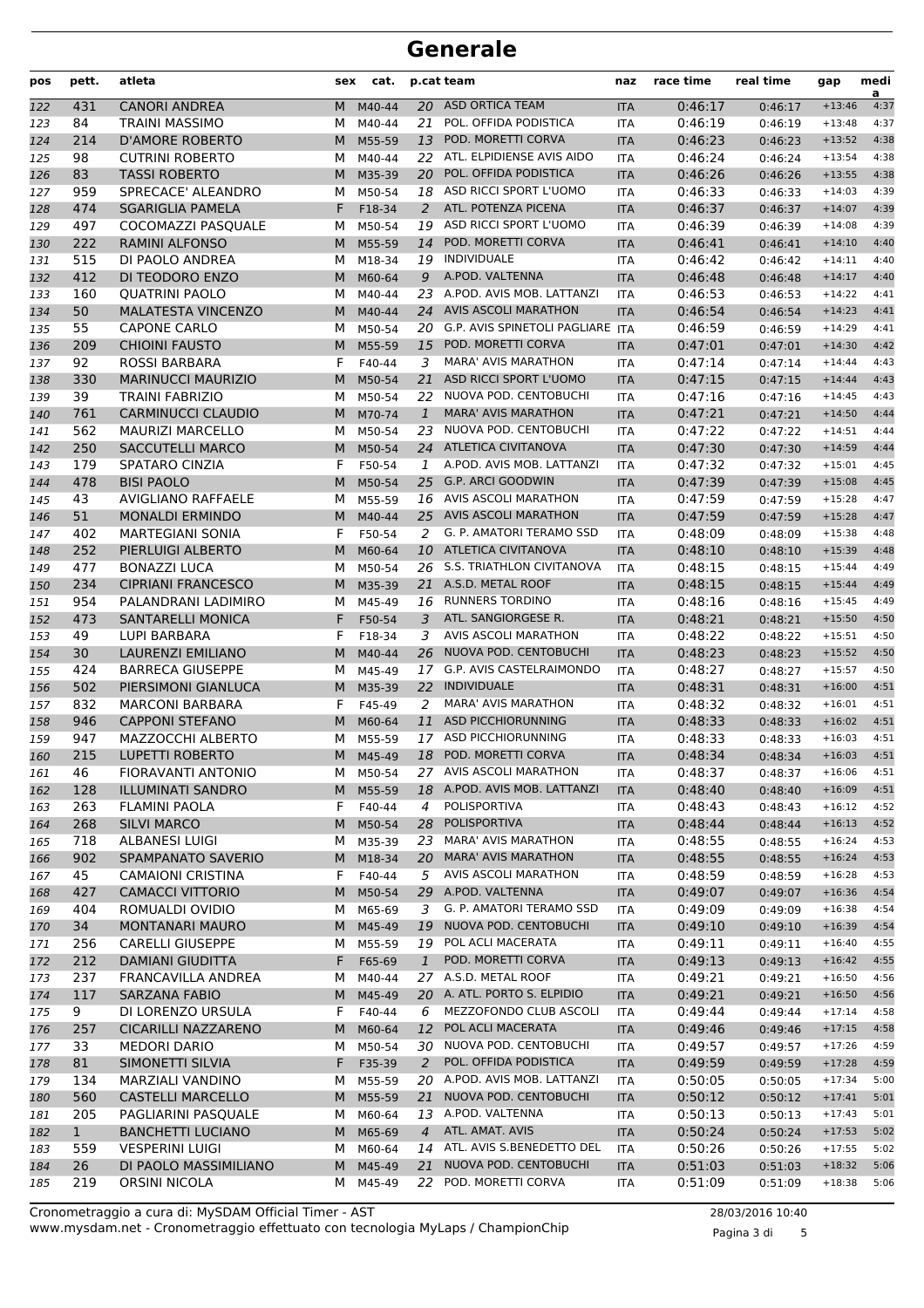# Generale

| pos | pett. | atleta | sex | cat. | p.cat | team | naz | race time | real time | gap | media |
|---|---|---|---|---|---|---|---|---|---|---|---|
| 122 | 431 | CANORI ANDREA | M | M40-44 | 20 | ASD ORTICA TEAM | ITA | 0:46:17 | 0:46:17 | +13:46 | 4:37 |
| 123 | 84 | TRAINI MASSIMO | M | M40-44 | 21 | POL. OFFIDA PODISTICA | ITA | 0:46:19 | 0:46:19 | +13:48 | 4:37 |
| 124 | 214 | D'AMORE ROBERTO | M | M55-59 | 13 | POD. MORETTI CORVA | ITA | 0:46:23 | 0:46:23 | +13:52 | 4:38 |
| 125 | 98 | CUTRINI ROBERTO | M | M40-44 | 22 | ATL. ELPIDIENSE AVIS AIDO | ITA | 0:46:24 | 0:46:24 | +13:54 | 4:38 |
| 126 | 83 | TASSI ROBERTO | M | M35-39 | 20 | POL. OFFIDA PODISTICA | ITA | 0:46:26 | 0:46:26 | +13:55 | 4:38 |
| 127 | 959 | SPRECACE' ALEANDRO | M | M50-54 | 18 | ASD RICCI SPORT L'UOMO | ITA | 0:46:33 | 0:46:33 | +14:03 | 4:39 |
| 128 | 474 | SGARIGLIA PAMELA | F | F18-34 | 2 | ATL. POTENZA PICENA | ITA | 0:46:37 | 0:46:37 | +14:07 | 4:39 |
| 129 | 497 | COCOMAZZI PASQUALE | M | M50-54 | 19 | ASD RICCI SPORT L'UOMO | ITA | 0:46:39 | 0:46:39 | +14:08 | 4:39 |
| 130 | 222 | RAMINI ALFONSO | M | M55-59 | 14 | POD. MORETTI CORVA | ITA | 0:46:41 | 0:46:41 | +14:10 | 4:40 |
| 131 | 515 | DI PAOLO ANDREA | M | M18-34 | 19 | INDIVIDUALE | ITA | 0:46:42 | 0:46:42 | +14:11 | 4:40 |
| 132 | 412 | DI TEODORO ENZO | M | M60-64 | 9 | A.POD. VALTENNA | ITA | 0:46:48 | 0:46:48 | +14:17 | 4:40 |
| 133 | 160 | QUATRINI PAOLO | M | M40-44 | 23 | A.POD. AVIS MOB. LATTANZI | ITA | 0:46:53 | 0:46:53 | +14:22 | 4:41 |
| 134 | 50 | MALATESTA VINCENZO | M | M40-44 | 24 | AVIS ASCOLI MARATHON | ITA | 0:46:54 | 0:46:54 | +14:23 | 4:41 |
| 135 | 55 | CAPONE CARLO | M | M50-54 | 20 | G.P. AVIS SPINETOLI PAGLIARE | ITA | 0:46:59 | 0:46:59 | +14:29 | 4:41 |
| 136 | 209 | CHIOINI FAUSTO | M | M55-59 | 15 | POD. MORETTI CORVA | ITA | 0:47:01 | 0:47:01 | +14:30 | 4:42 |
| 137 | 92 | ROSSI BARBARA | F | F40-44 | 3 | MARA' AVIS MARATHON | ITA | 0:47:14 | 0:47:14 | +14:44 | 4:43 |
| 138 | 330 | MARINUCCI MAURIZIO | M | M50-54 | 21 | ASD RICCI SPORT L'UOMO | ITA | 0:47:15 | 0:47:15 | +14:44 | 4:43 |
| 139 | 39 | TRAINI FABRIZIO | M | M50-54 | 22 | NUOVA POD. CENTOBUCHI | ITA | 0:47:16 | 0:47:16 | +14:45 | 4:43 |
| 140 | 761 | CARMINUCCI CLAUDIO | M | M70-74 | 1 | MARA' AVIS MARATHON | ITA | 0:47:21 | 0:47:21 | +14:50 | 4:44 |
| 141 | 562 | MAURIZI MARCELLO | M | M50-54 | 23 | NUOVA POD. CENTOBUCHI | ITA | 0:47:22 | 0:47:22 | +14:51 | 4:44 |
| 142 | 250 | SACCUTELLI MARCO | M | M50-54 | 24 | ATLETICA CIVITANOVA | ITA | 0:47:30 | 0:47:30 | +14:59 | 4:44 |
| 143 | 179 | SPATARO CINZIA | F | F50-54 | 1 | A.POD. AVIS MOB. LATTANZI | ITA | 0:47:32 | 0:47:32 | +15:01 | 4:45 |
| 144 | 478 | BISI PAOLO | M | M50-54 | 25 | G.P. ARCI GOODWIN | ITA | 0:47:39 | 0:47:39 | +15:08 | 4:45 |
| 145 | 43 | AVIGLIANO RAFFAELE | M | M55-59 | 16 | AVIS ASCOLI MARATHON | ITA | 0:47:59 | 0:47:59 | +15:28 | 4:47 |
| 146 | 51 | MONALDI ERMINDO | M | M40-44 | 25 | AVIS ASCOLI MARATHON | ITA | 0:47:59 | 0:47:59 | +15:28 | 4:47 |
| 147 | 402 | MARTEGIANI SONIA | F | F50-54 | 2 | G. P. AMATORI TERAMO SSD | ITA | 0:48:09 | 0:48:09 | +15:38 | 4:48 |
| 148 | 252 | PIERLUIGI ALBERTO | M | M60-64 | 10 | ATLETICA CIVITANOVA | ITA | 0:48:10 | 0:48:10 | +15:39 | 4:48 |
| 149 | 477 | BONAZZI LUCA | M | M50-54 | 26 | S.S. TRIATHLON CIVITANOVA | ITA | 0:48:15 | 0:48:15 | +15:44 | 4:49 |
| 150 | 234 | CIPRIANI FRANCESCO | M | M35-39 | 21 | A.S.D. METAL ROOF | ITA | 0:48:15 | 0:48:15 | +15:44 | 4:49 |
| 151 | 954 | PALANDRANI LADIMIRO | M | M45-49 | 16 | RUNNERS TORDINO | ITA | 0:48:16 | 0:48:16 | +15:45 | 4:49 |
| 152 | 473 | SANTARELLI MONICA | F | F50-54 | 3 | ATL. SANGIORGESE R. | ITA | 0:48:21 | 0:48:21 | +15:50 | 4:50 |
| 153 | 49 | LUPI BARBARA | F | F18-34 | 3 | AVIS ASCOLI MARATHON | ITA | 0:48:22 | 0:48:22 | +15:51 | 4:50 |
| 154 | 30 | LAURENZI EMILIANO | M | M40-44 | 26 | NUOVA POD. CENTOBUCHI | ITA | 0:48:23 | 0:48:23 | +15:52 | 4:50 |
| 155 | 424 | BARRECA GIUSEPPE | M | M45-49 | 17 | G.P. AVIS CASTELRAIMONDO | ITA | 0:48:27 | 0:48:27 | +15:57 | 4:50 |
| 156 | 502 | PIERSIMONI GIANLUCA | M | M35-39 | 22 | INDIVIDUALE | ITA | 0:48:31 | 0:48:31 | +16:00 | 4:51 |
| 157 | 832 | MARCONI BARBARA | F | F45-49 | 2 | MARA' AVIS MARATHON | ITA | 0:48:32 | 0:48:32 | +16:01 | 4:51 |
| 158 | 946 | CAPPONI STEFANO | M | M60-64 | 11 | ASD PICCHIORUNNING | ITA | 0:48:33 | 0:48:33 | +16:02 | 4:51 |
| 159 | 947 | MAZZOCCHI ALBERTO | M | M55-59 | 17 | ASD PICCHIORUNNING | ITA | 0:48:33 | 0:48:33 | +16:03 | 4:51 |
| 160 | 215 | LUPETTI ROBERTO | M | M45-49 | 18 | POD. MORETTI CORVA | ITA | 0:48:34 | 0:48:34 | +16:03 | 4:51 |
| 161 | 46 | FIORAVANTI ANTONIO | M | M50-54 | 27 | AVIS ASCOLI MARATHON | ITA | 0:48:37 | 0:48:37 | +16:06 | 4:51 |
| 162 | 128 | ILLUMINATI SANDRO | M | M55-59 | 18 | A.POD. AVIS MOB. LATTANZI | ITA | 0:48:40 | 0:48:40 | +16:09 | 4:51 |
| 163 | 263 | FLAMINI PAOLA | F | F40-44 | 4 | POLISPORTIVA | ITA | 0:48:43 | 0:48:43 | +16:12 | 4:52 |
| 164 | 268 | SILVI MARCO | M | M50-54 | 28 | POLISPORTIVA | ITA | 0:48:44 | 0:48:44 | +16:13 | 4:52 |
| 165 | 718 | ALBANESI LUIGI | M | M35-39 | 23 | MARA' AVIS MARATHON | ITA | 0:48:55 | 0:48:55 | +16:24 | 4:53 |
| 166 | 902 | SPAMPANATO SAVERIO | M | M18-34 | 20 | MARA' AVIS MARATHON | ITA | 0:48:55 | 0:48:55 | +16:24 | 4:53 |
| 167 | 45 | CAMAIONI CRISTINA | F | F40-44 | 5 | AVIS ASCOLI MARATHON | ITA | 0:48:59 | 0:48:59 | +16:28 | 4:53 |
| 168 | 427 | CAMACCI VITTORIO | M | M50-54 | 29 | A.POD. VALTENNA | ITA | 0:49:07 | 0:49:07 | +16:36 | 4:54 |
| 169 | 404 | ROMUALDI OVIDIO | M | M65-69 | 3 | G. P. AMATORI TERAMO SSD | ITA | 0:49:09 | 0:49:09 | +16:38 | 4:54 |
| 170 | 34 | MONTANARI MAURO | M | M45-49 | 19 | NUOVA POD. CENTOBUCHI | ITA | 0:49:10 | 0:49:10 | +16:39 | 4:54 |
| 171 | 256 | CARELLI GIUSEPPE | M | M55-59 | 19 | POL ACLI MACERATA | ITA | 0:49:11 | 0:49:11 | +16:40 | 4:55 |
| 172 | 212 | DAMIANI GIUDITTA | F | F65-69 | 1 | POD. MORETTI CORVA | ITA | 0:49:13 | 0:49:13 | +16:42 | 4:55 |
| 173 | 237 | FRANCAVILLA ANDREA | M | M40-44 | 27 | A.S.D. METAL ROOF | ITA | 0:49:21 | 0:49:21 | +16:50 | 4:56 |
| 174 | 117 | SARZANA FABIO | M | M45-49 | 20 | A. ATL. PORTO S. ELPIDIO | ITA | 0:49:21 | 0:49:21 | +16:50 | 4:56 |
| 175 | 9 | DI LORENZO URSULA | F | F40-44 | 6 | MEZZOFONDO CLUB ASCOLI | ITA | 0:49:44 | 0:49:44 | +17:14 | 4:58 |
| 176 | 257 | CICARILLI NAZZARENO | M | M60-64 | 12 | POL ACLI MACERATA | ITA | 0:49:46 | 0:49:46 | +17:15 | 4:58 |
| 177 | 33 | MEDORI DARIO | M | M50-54 | 30 | NUOVA POD. CENTOBUCHI | ITA | 0:49:57 | 0:49:57 | +17:26 | 4:59 |
| 178 | 81 | SIMONETTI SILVIA | F | F35-39 | 2 | POL. OFFIDA PODISTICA | ITA | 0:49:59 | 0:49:59 | +17:28 | 4:59 |
| 179 | 134 | MARZIALI VANDINO | M | M55-59 | 20 | A.POD. AVIS MOB. LATTANZI | ITA | 0:50:05 | 0:50:05 | +17:34 | 5:00 |
| 180 | 560 | CASTELLI MARCELLO | M | M55-59 | 21 | NUOVA POD. CENTOBUCHI | ITA | 0:50:12 | 0:50:12 | +17:41 | 5:01 |
| 181 | 205 | PAGLIARINI PASQUALE | M | M60-64 | 13 | A.POD. VALTENNA | ITA | 0:50:13 | 0:50:13 | +17:43 | 5:01 |
| 182 | 1 | BANCHETTI LUCIANO | M | M65-69 | 4 | ATL. AMAT. AVIS | ITA | 0:50:24 | 0:50:24 | +17:53 | 5:02 |
| 183 | 559 | VESPERINI LUIGI | M | M60-64 | 14 | ATL. AVIS S.BENEDETTO DEL | ITA | 0:50:26 | 0:50:26 | +17:55 | 5:02 |
| 184 | 26 | DI PAOLO MASSIMILIANO | M | M45-49 | 21 | NUOVA POD. CENTOBUCHI | ITA | 0:51:03 | 0:51:03 | +18:32 | 5:06 |
| 185 | 219 | ORSINI NICOLA | M | M45-49 | 22 | POD. MORETTI CORVA | ITA | 0:51:09 | 0:51:09 | +18:38 | 5:06 |

Cronometraggio a cura di: MySDAM Official Timer - AST
www.mysdam.net - Cronometraggio effettuato con tecnologia MyLaps / ChampionChip

28/03/2016 10:40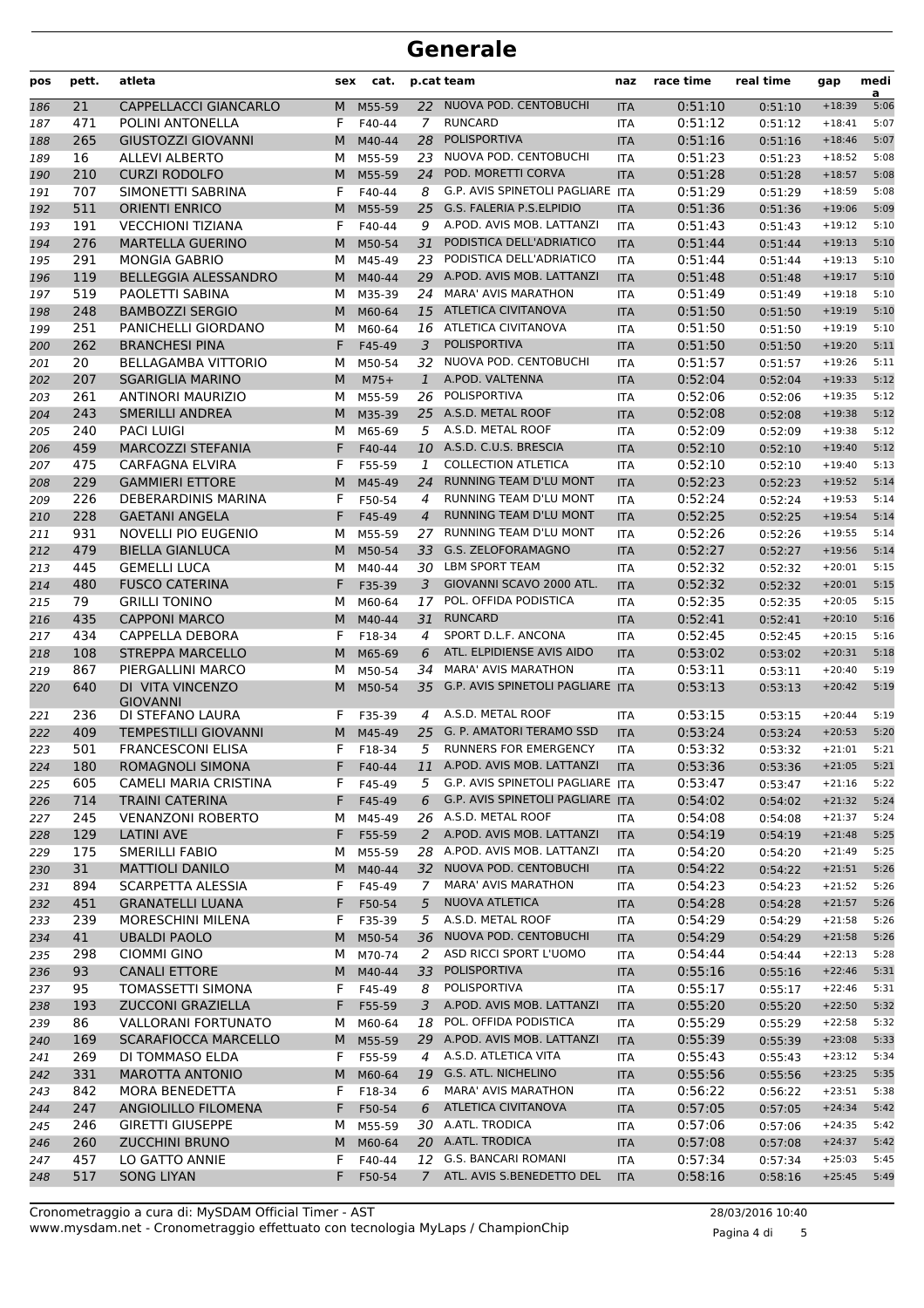# Generale

| pos | pett. | atleta | sex | cat. | p.cat | team | naz | race time | real time | gap | media |
|---|---|---|---|---|---|---|---|---|---|---|---|
| 186 | 21 | CAPPELLACCI GIANCARLO | M | M55-59 | 22 | NUOVA POD. CENTOBUCHI | ITA | 0:51:10 | 0:51:10 | +18:39 | 5:06 |
| 187 | 471 | POLINI ANTONELLA | F | F40-44 | 7 | RUNCARD | ITA | 0:51:12 | 0:51:12 | +18:41 | 5:07 |
| 188 | 265 | GIUSTOZZI GIOVANNI | M | M40-44 | 28 | POLISPORTIVA | ITA | 0:51:16 | 0:51:16 | +18:46 | 5:07 |
| 189 | 16 | ALLEVI ALBERTO | M | M55-59 | 23 | NUOVA POD. CENTOBUCHI | ITA | 0:51:23 | 0:51:23 | +18:52 | 5:08 |
| 190 | 210 | CURZI RODOLFO | M | M55-59 | 24 | POD. MORETTI CORVA | ITA | 0:51:28 | 0:51:28 | +18:57 | 5:08 |
| 191 | 707 | SIMONETTI SABRINA | F | F40-44 | 8 | G.P. AVIS SPINETOLI PAGLIARE | ITA | 0:51:29 | 0:51:29 | +18:59 | 5:08 |
| 192 | 511 | ORIENTI ENRICO | M | M55-59 | 25 | G.S. FALERIA P.S.ELPIDIO | ITA | 0:51:36 | 0:51:36 | +19:06 | 5:09 |
| 193 | 191 | VECCHIONI TIZIANA | F | F40-44 | 9 | A.POD. AVIS MOB. LATTANZI | ITA | 0:51:43 | 0:51:43 | +19:12 | 5:10 |
| 194 | 276 | MARTELLA GUERINO | M | M50-54 | 31 | PODISTICA DELL'ADRIATICO | ITA | 0:51:44 | 0:51:44 | +19:13 | 5:10 |
| 195 | 291 | MONGIA GABRIO | M | M45-49 | 23 | PODISTICA DELL'ADRIATICO | ITA | 0:51:44 | 0:51:44 | +19:13 | 5:10 |
| 196 | 119 | BELLEGGIA ALESSANDRO | M | M40-44 | 29 | A.POD. AVIS MOB. LATTANZI | ITA | 0:51:48 | 0:51:48 | +19:17 | 5:10 |
| 197 | 519 | PAOLETTI SABINA | M | M35-39 | 24 | MARA' AVIS MARATHON | ITA | 0:51:49 | 0:51:49 | +19:18 | 5:10 |
| 198 | 248 | BAMBOZZI SERGIO | M | M60-64 | 15 | ATLETICA CIVITANOVA | ITA | 0:51:50 | 0:51:50 | +19:19 | 5:10 |
| 199 | 251 | PANICHELLI GIORDANO | M | M60-64 | 16 | ATLETICA CIVITANOVA | ITA | 0:51:50 | 0:51:50 | +19:19 | 5:10 |
| 200 | 262 | BRANCHESI PINA | F | F45-49 | 3 | POLISPORTIVA | ITA | 0:51:50 | 0:51:50 | +19:20 | 5:11 |
| 201 | 20 | BELLAGAMBA VITTORIO | M | M50-54 | 32 | NUOVA POD. CENTOBUCHI | ITA | 0:51:57 | 0:51:57 | +19:26 | 5:11 |
| 202 | 207 | SGARIGLIA MARINO | M | M75+ | 1 | A.POD. VALTENNA | ITA | 0:52:04 | 0:52:04 | +19:33 | 5:12 |
| 203 | 261 | ANTINORI MAURIZIO | M | M55-59 | 26 | POLISPORTIVA | ITA | 0:52:06 | 0:52:06 | +19:35 | 5:12 |
| 204 | 243 | SMERILLI ANDREA | M | M35-39 | 25 | A.S.D. METAL ROOF | ITA | 0:52:08 | 0:52:08 | +19:38 | 5:12 |
| 205 | 240 | PACI LUIGI | M | M65-69 | 5 | A.S.D. METAL ROOF | ITA | 0:52:09 | 0:52:09 | +19:38 | 5:12 |
| 206 | 459 | MARCOZZI STEFANIA | F | F40-44 | 10 | A.S.D. C.U.S. BRESCIA | ITA | 0:52:10 | 0:52:10 | +19:40 | 5:12 |
| 207 | 475 | CARFAGNA ELVIRA | F | F55-59 | 1 | COLLECTION ATLETICA | ITA | 0:52:10 | 0:52:10 | +19:40 | 5:13 |
| 208 | 229 | GAMMIERI ETTORE | M | M45-49 | 24 | RUNNING TEAM D'LU MONT | ITA | 0:52:23 | 0:52:23 | +19:52 | 5:14 |
| 209 | 226 | DEBERARDINIS MARINA | F | F50-54 | 4 | RUNNING TEAM D'LU MONT | ITA | 0:52:24 | 0:52:24 | +19:53 | 5:14 |
| 210 | 228 | GAETANI ANGELA | F | F45-49 | 4 | RUNNING TEAM D'LU MONT | ITA | 0:52:25 | 0:52:25 | +19:54 | 5:14 |
| 211 | 931 | NOVELLI PIO EUGENIO | M | M55-59 | 27 | RUNNING TEAM D'LU MONT | ITA | 0:52:26 | 0:52:26 | +19:55 | 5:14 |
| 212 | 479 | BIELLA GIANLUCA | M | M50-54 | 33 | G.S. ZELOFORAMAGNO | ITA | 0:52:27 | 0:52:27 | +19:56 | 5:14 |
| 213 | 445 | GEMELLI LUCA | M | M40-44 | 30 | LBM SPORT TEAM | ITA | 0:52:32 | 0:52:32 | +20:01 | 5:15 |
| 214 | 480 | FUSCO CATERINA | F | F35-39 | 3 | GIOVANNI SCAVO 2000 ATL. | ITA | 0:52:32 | 0:52:32 | +20:01 | 5:15 |
| 215 | 79 | GRILLI TONINO | M | M60-64 | 17 | POL. OFFIDA PODISTICA | ITA | 0:52:35 | 0:52:35 | +20:05 | 5:15 |
| 216 | 435 | CAPPONI MARCO | M | M40-44 | 31 | RUNCARD | ITA | 0:52:41 | 0:52:41 | +20:10 | 5:16 |
| 217 | 434 | CAPPELLA DEBORA | F | F18-34 | 4 | SPORT D.L.F. ANCONA | ITA | 0:52:45 | 0:52:45 | +20:15 | 5:16 |
| 218 | 108 | STREPPA MARCELLO | M | M65-69 | 6 | ATL. ELPIDIENSE AVIS AIDO | ITA | 0:53:02 | 0:53:02 | +20:31 | 5:18 |
| 219 | 867 | PIERGALLINI MARCO | M | M50-54 | 34 | MARA' AVIS MARATHON | ITA | 0:53:11 | 0:53:11 | +20:40 | 5:19 |
| 220 | 640 | DI VITA VINCENZO GIOVANNI | M | M50-54 | 35 | G.P. AVIS SPINETOLI PAGLIARE | ITA | 0:53:13 | 0:53:13 | +20:42 | 5:19 |
| 221 | 236 | DI STEFANO LAURA | F | F35-39 | 4 | A.S.D. METAL ROOF | ITA | 0:53:15 | 0:53:15 | +20:44 | 5:19 |
| 222 | 409 | TEMPESTILLI GIOVANNI | M | M45-49 | 25 | G. P. AMATORI TERAMO SSD | ITA | 0:53:24 | 0:53:24 | +20:53 | 5:20 |
| 223 | 501 | FRANCESCONI ELISA | F | F18-34 | 5 | RUNNERS FOR EMERGENCY | ITA | 0:53:32 | 0:53:32 | +21:01 | 5:21 |
| 224 | 180 | ROMAGNOLI SIMONA | F | F40-44 | 11 | A.POD. AVIS MOB. LATTANZI | ITA | 0:53:36 | 0:53:36 | +21:05 | 5:21 |
| 225 | 605 | CAMELI MARIA CRISTINA | F | F45-49 | 5 | G.P. AVIS SPINETOLI PAGLIARE | ITA | 0:53:47 | 0:53:47 | +21:16 | 5:22 |
| 226 | 714 | TRAINI CATERINA | F | F45-49 | 6 | G.P. AVIS SPINETOLI PAGLIARE | ITA | 0:54:02 | 0:54:02 | +21:32 | 5:24 |
| 227 | 245 | VENANZONI ROBERTO | M | M45-49 | 26 | A.S.D. METAL ROOF | ITA | 0:54:08 | 0:54:08 | +21:37 | 5:24 |
| 228 | 129 | LATINI AVE | F | F55-59 | 2 | A.POD. AVIS MOB. LATTANZI | ITA | 0:54:19 | 0:54:19 | +21:48 | 5:25 |
| 229 | 175 | SMERILLI FABIO | M | M55-59 | 28 | A.POD. AVIS MOB. LATTANZI | ITA | 0:54:20 | 0:54:20 | +21:49 | 5:25 |
| 230 | 31 | MATTIOLI DANILO | M | M40-44 | 32 | NUOVA POD. CENTOBUCHI | ITA | 0:54:22 | 0:54:22 | +21:51 | 5:26 |
| 231 | 894 | SCARPETTA ALESSIA | F | F45-49 | 7 | MARA' AVIS MARATHON | ITA | 0:54:23 | 0:54:23 | +21:52 | 5:26 |
| 232 | 451 | GRANATELLI LUANA | F | F50-54 | 5 | NUOVA ATLETICA | ITA | 0:54:28 | 0:54:28 | +21:57 | 5:26 |
| 233 | 239 | MORESCHINI MILENA | F | F35-39 | 5 | A.S.D. METAL ROOF | ITA | 0:54:29 | 0:54:29 | +21:58 | 5:26 |
| 234 | 41 | UBALDI PAOLO | M | M50-54 | 36 | NUOVA POD. CENTOBUCHI | ITA | 0:54:29 | 0:54:29 | +21:58 | 5:26 |
| 235 | 298 | CIOMMI GINO | M | M70-74 | 2 | ASD RICCI SPORT L'UOMO | ITA | 0:54:44 | 0:54:44 | +22:13 | 5:28 |
| 236 | 93 | CANALI ETTORE | M | M40-44 | 33 | POLISPORTIVA | ITA | 0:55:16 | 0:55:16 | +22:46 | 5:31 |
| 237 | 95 | TOMASSETTI SIMONA | F | F45-49 | 8 | POLISPORTIVA | ITA | 0:55:17 | 0:55:17 | +22:46 | 5:31 |
| 238 | 193 | ZUCCONI GRAZIELLA | F | F55-59 | 3 | A.POD. AVIS MOB. LATTANZI | ITA | 0:55:20 | 0:55:20 | +22:50 | 5:32 |
| 239 | 86 | VALLORANI FORTUNATO | M | M60-64 | 18 | POL. OFFIDA PODISTICA | ITA | 0:55:29 | 0:55:29 | +22:58 | 5:32 |
| 240 | 169 | SCARAFIOCCA MARCELLO | M | M55-59 | 29 | A.POD. AVIS MOB. LATTANZI | ITA | 0:55:39 | 0:55:39 | +23:08 | 5:33 |
| 241 | 269 | DI TOMMASO ELDA | F | F55-59 | 4 | A.S.D. ATLETICA VITA | ITA | 0:55:43 | 0:55:43 | +23:12 | 5:34 |
| 242 | 331 | MAROTTA ANTONIO | M | M60-64 | 19 | G.S. ATL. NICHELINO | ITA | 0:55:56 | 0:55:56 | +23:25 | 5:35 |
| 243 | 842 | MORA BENEDETTA | F | F18-34 | 6 | MARA' AVIS MARATHON | ITA | 0:56:22 | 0:56:22 | +23:51 | 5:38 |
| 244 | 247 | ANGIOLILLO FILOMENA | F | F50-54 | 6 | ATLETICA CIVITANOVA | ITA | 0:57:05 | 0:57:05 | +24:34 | 5:42 |
| 245 | 246 | GIRETTI GIUSEPPE | M | M55-59 | 30 | A.ATL. TRODICA | ITA | 0:57:06 | 0:57:06 | +24:35 | 5:42 |
| 246 | 260 | ZUCCHINI BRUNO | M | M60-64 | 20 | A.ATL. TRODICA | ITA | 0:57:08 | 0:57:08 | +24:37 | 5:42 |
| 247 | 457 | LO GATTO ANNIE | F | F40-44 | 12 | G.S. BANCARI ROMANI | ITA | 0:57:34 | 0:57:34 | +25:03 | 5:45 |
| 248 | 517 | SONG LIYAN | F | F50-54 | 7 | ATL. AVIS S.BENEDETTO DEL | ITA | 0:58:16 | 0:58:16 | +25:45 | 5:49 |

Cronometraggio a cura di: MySDAM Official Timer - AST
www.mysdam.net - Cronometraggio effettuato con tecnologia MyLaps / ChampionChip

28/03/2016 10:40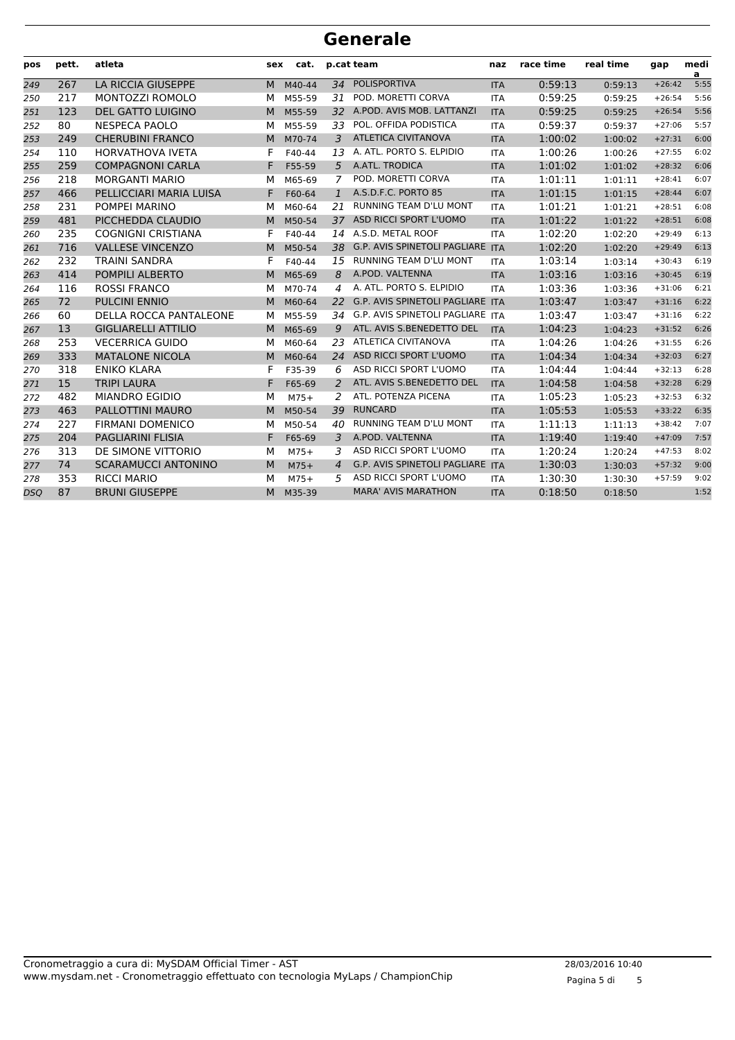# Generale

| pos | pett. | atleta | sex | cat. | p.cat | team | naz | race time | real time | gap | media |
|---|---|---|---|---|---|---|---|---|---|---|---|
| 249 | 267 | LA RICCIA GIUSEPPE | M | M40-44 | 34 | POLISPORTIVA | ITA | 0:59:13 | 0:59:13 | +26:42 | 5:55 |
| 250 | 217 | MONTOZZI ROMOLO | M | M55-59 | 31 | POD. MORETTI CORVA | ITA | 0:59:25 | 0:59:25 | +26:54 | 5:56 |
| 251 | 123 | DEL GATTO LUIGINO | M | M55-59 | 32 | A.POD. AVIS MOB. LATTANZI | ITA | 0:59:25 | 0:59:25 | +26:54 | 5:56 |
| 252 | 80 | NESPECA PAOLO | M | M55-59 | 33 | POL. OFFIDA PODISTICA | ITA | 0:59:37 | 0:59:37 | +27:06 | 5:57 |
| 253 | 249 | CHERUBINI FRANCO | M | M70-74 | 3 | ATLETICA CIVITANOVA | ITA | 1:00:02 | 1:00:02 | +27:31 | 6:00 |
| 254 | 110 | HORVATHOVA IVETA | F | F40-44 | 13 | A. ATL. PORTO S. ELPIDIO | ITA | 1:00:26 | 1:00:26 | +27:55 | 6:02 |
| 255 | 259 | COMPAGNONI CARLA | F | F55-59 | 5 | A.ATL. TRODICA | ITA | 1:01:02 | 1:01:02 | +28:32 | 6:06 |
| 256 | 218 | MORGANTI MARIO | M | M65-69 | 7 | POD. MORETTI CORVA | ITA | 1:01:11 | 1:01:11 | +28:41 | 6:07 |
| 257 | 466 | PELLICCIARI MARIA LUISA | F | F60-64 | 1 | A.S.D.F.C. PORTO 85 | ITA | 1:01:15 | 1:01:15 | +28:44 | 6:07 |
| 258 | 231 | POMPEI MARINO | M | M60-64 | 21 | RUNNING TEAM D'LU MONT | ITA | 1:01:21 | 1:01:21 | +28:51 | 6:08 |
| 259 | 481 | PICCHEDDA CLAUDIO | M | M50-54 | 37 | ASD RICCI SPORT L'UOMO | ITA | 1:01:22 | 1:01:22 | +28:51 | 6:08 |
| 260 | 235 | COGNIGNI CRISTIANA | F | F40-44 | 14 | A.S.D. METAL ROOF | ITA | 1:02:20 | 1:02:20 | +29:49 | 6:13 |
| 261 | 716 | VALLESE VINCENZO | M | M50-54 | 38 | G.P. AVIS SPINETOLI PAGLIARE | ITA | 1:02:20 | 1:02:20 | +29:49 | 6:13 |
| 262 | 232 | TRAINI SANDRA | F | F40-44 | 15 | RUNNING TEAM D'LU MONT | ITA | 1:03:14 | 1:03:14 | +30:43 | 6:19 |
| 263 | 414 | POMPILI ALBERTO | M | M65-69 | 8 | A.POD. VALTENNA | ITA | 1:03:16 | 1:03:16 | +30:45 | 6:19 |
| 264 | 116 | ROSSI FRANCO | M | M70-74 | 4 | A. ATL. PORTO S. ELPIDIO | ITA | 1:03:36 | 1:03:36 | +31:06 | 6:21 |
| 265 | 72 | PULCINI ENNIO | M | M60-64 | 22 | G.P. AVIS SPINETOLI PAGLIARE | ITA | 1:03:47 | 1:03:47 | +31:16 | 6:22 |
| 266 | 60 | DELLA ROCCA PANTALEONE | M | M55-59 | 34 | G.P. AVIS SPINETOLI PAGLIARE | ITA | 1:03:47 | 1:03:47 | +31:16 | 6:22 |
| 267 | 13 | GIGLIARELLI ATTILIO | M | M65-69 | 9 | ATL. AVIS S.BENEDETTO DEL | ITA | 1:04:23 | 1:04:23 | +31:52 | 6:26 |
| 268 | 253 | VECERRICA GUIDO | M | M60-64 | 23 | ATLETICA CIVITANOVA | ITA | 1:04:26 | 1:04:26 | +31:55 | 6:26 |
| 269 | 333 | MATALONE NICOLA | M | M60-64 | 24 | ASD RICCI SPORT L'UOMO | ITA | 1:04:34 | 1:04:34 | +32:03 | 6:27 |
| 270 | 318 | ENIKO KLARA | F | F35-39 | 6 | ASD RICCI SPORT L'UOMO | ITA | 1:04:44 | 1:04:44 | +32:13 | 6:28 |
| 271 | 15 | TRIPI LAURA | F | F65-69 | 2 | ATL. AVIS S.BENEDETTO DEL | ITA | 1:04:58 | 1:04:58 | +32:28 | 6:29 |
| 272 | 482 | MIANDRO EGIDIO | M | M75+ | 2 | ATL. POTENZA PICENA | ITA | 1:05:23 | 1:05:23 | +32:53 | 6:32 |
| 273 | 463 | PALLOTTINI MAURO | M | M50-54 | 39 | RUNCARD | ITA | 1:05:53 | 1:05:53 | +33:22 | 6:35 |
| 274 | 227 | FIRMANI DOMENICO | M | M50-54 | 40 | RUNNING TEAM D'LU MONT | ITA | 1:11:13 | 1:11:13 | +38:42 | 7:07 |
| 275 | 204 | PAGLIARINI FLISIA | F | F65-69 | 3 | A.POD. VALTENNA | ITA | 1:19:40 | 1:19:40 | +47:09 | 7:57 |
| 276 | 313 | DE SIMONE VITTORIO | M | M75+ | 3 | ASD RICCI SPORT L'UOMO | ITA | 1:20:24 | 1:20:24 | +47:53 | 8:02 |
| 277 | 74 | SCARAMUCCI ANTONINO | M | M75+ | 4 | G.P. AVIS SPINETOLI PAGLIARE | ITA | 1:30:03 | 1:30:03 | +57:32 | 9:00 |
| 278 | 353 | RICCI MARIO | M | M75+ | 5 | ASD RICCI SPORT L'UOMO | ITA | 1:30:30 | 1:30:30 | +57:59 | 9:02 |
| DSQ | 87 | BRUNI GIUSEPPE | M | M35-39 | | MARA' AVIS MARATHON | ITA | 0:18:50 | 0:18:50 | | 1:52 |

Cronometraggio a cura di: MySDAM Official Timer - AST
www.mysdam.net - Cronometraggio effettuato con tecnologia MyLaps / ChampionChip

28/03/2016 10:40